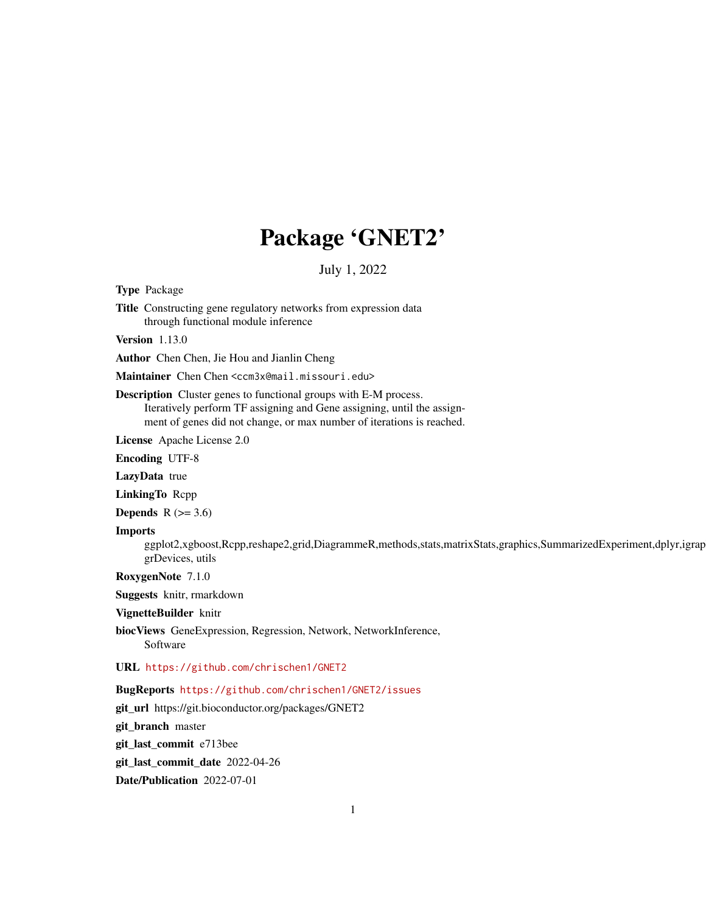# Package 'GNET2'

July 1, 2022

**Type** Package

**Title** Constructing gene regulatory networks from expression data through functional module inference

**Version** 1.13.0

**Author** Chen Chen, Jie Hou and Jianlin Cheng

**Maintainer** Chen Chen <ccm3x@mail.missouri.edu>

**Description** Cluster genes to functional groups with E-M process. Iteratively perform TF assigning and Gene assigning, until the assignment of genes did not change, or max number of iterations is reached.

**License** Apache License 2.0

**Encoding** UTF-8

**LazyData** true

**LinkingTo** Rcpp

**Depends** R (>= 3.6)

**Imports** ggplot2,xgboost,Rcpp,reshape2,grid,DiagrammeR,methods,stats,matrixStats,graphics,SummarizedExperiment,dplyr,igrap grDevices, utils

**RoxygenNote** 7.1.0

**Suggests** knitr, rmarkdown

**VignetteBuilder** knitr

**biocViews** GeneExpression, Regression, Network, NetworkInference, Software

**URL** https://github.com/chrischen1/GNET2

**BugReports** https://github.com/chrischen1/GNET2/issues

**git_url** https://git.bioconductor.org/packages/GNET2

**git_branch** master

**git_last_commit** e713bee

**git_last_commit_date** 2022-04-26

**Date/Publication** 2022-07-01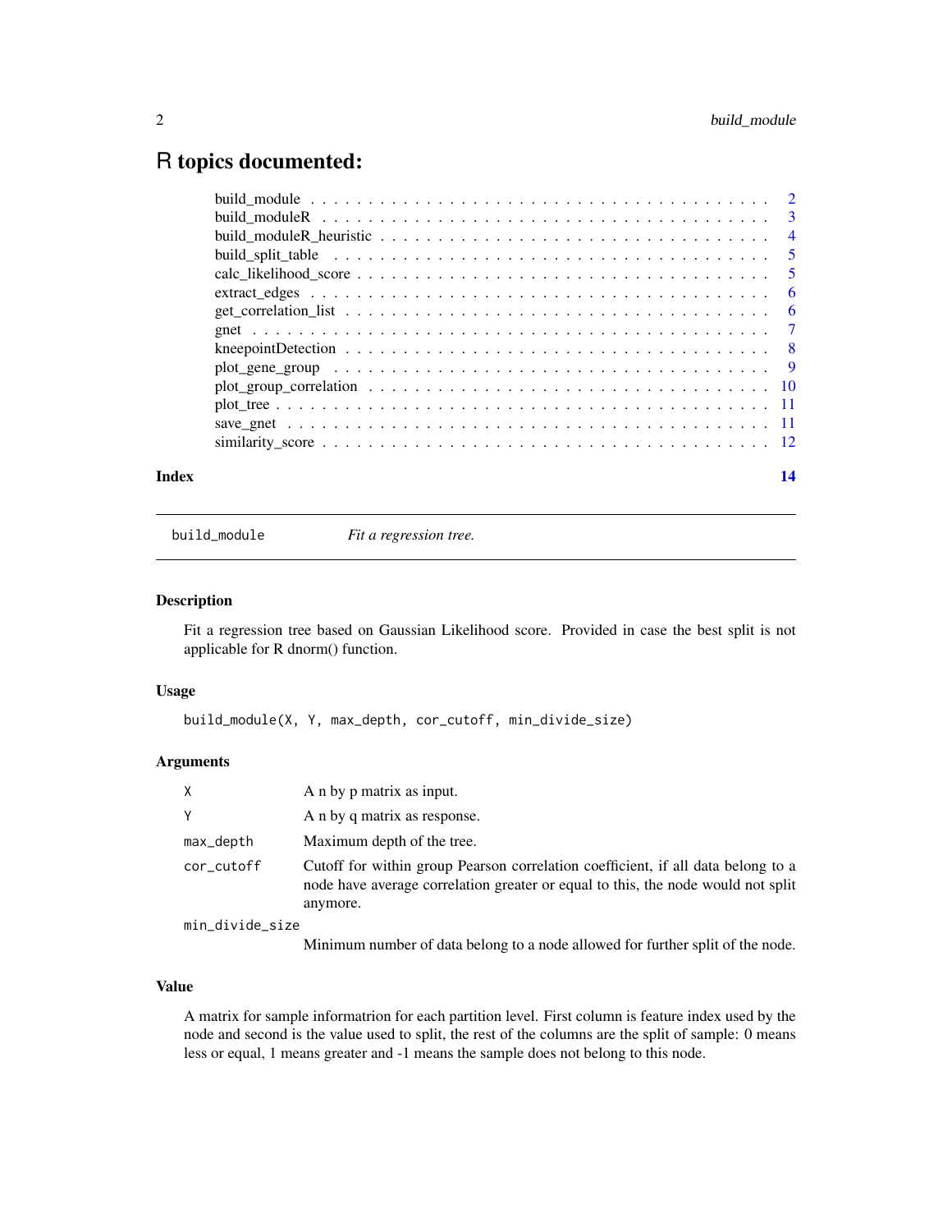# R topics documented:

| | |
|---|---|
| build_module | 2 |
| build_moduleR | 3 |
| build_moduleR_heuristic | 4 |
| build_split_table | 5 |
| calc_likelihood_score | 5 |
| extract_edges | 6 |
| get_correlation_list | 6 |
| gnet | 7 |
| kneepointDetection | 8 |
| plot_gene_group | 9 |
| plot_group_correlation | 10 |
| plot_tree | 11 |
| save_gnet | 11 |
| similarity_score | 12 |
| **Index** | **14** |

---

## build_module — *Fit a regression tree.*

---

### Description

Fit a regression tree based on Gaussian Likelihood score. Provided in case the best split is not applicable for R dnorm() function.

### Usage

```
build_module(X, Y, max_depth, cor_cutoff, min_divide_size)
```

### Arguments

| | |
|---|---|
| X | A n by p matrix as input. |
| Y | A n by q matrix as response. |
| max_depth | Maximum depth of the tree. |
| cor_cutoff | Cutoff for within group Pearson correlation coefficient, if all data belong to a node have average correlation greater or equal to this, the node would not split anymore. |
| min_divide_size | Minimum number of data belong to a node allowed for further split of the node. |

### Value

A matrix for sample informatrion for each partition level. First column is feature index used by the node and second is the value used to split, the rest of the columns are the split of sample: 0 means less or equal, 1 means greater and -1 means the sample does not belong to this node.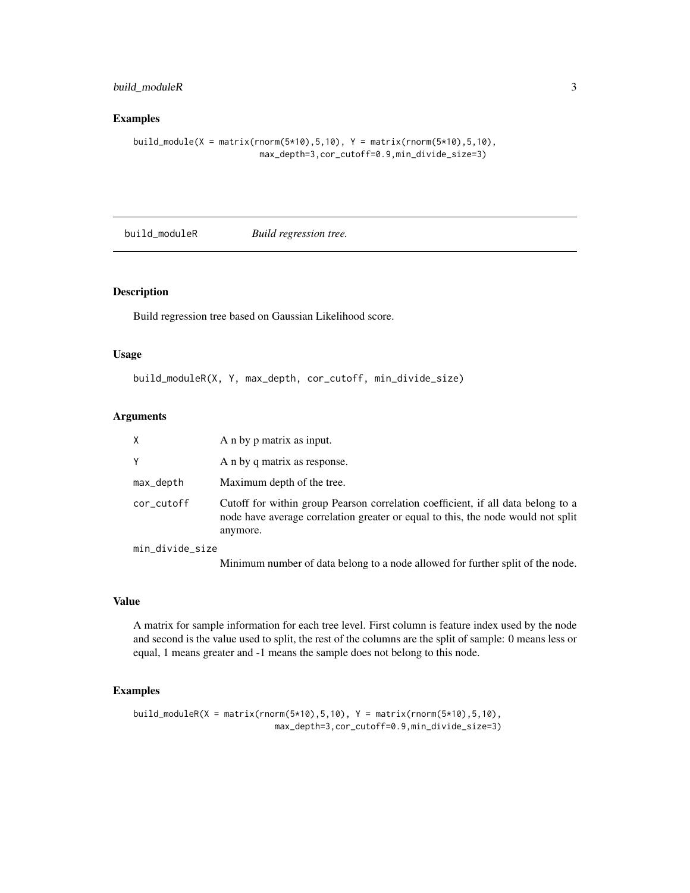## Examples

```
build_module(X = matrix(rnorm(5*10),5,10), Y = matrix(rnorm(5*10),5,10),
                        max_depth=3,cor_cutoff=0.9,min_divide_size=3)
```

---

# build_moduleR    *Build regression tree.*

---

## Description

Build regression tree based on Gaussian Likelihood score.

## Usage

```
build_moduleR(X, Y, max_depth, cor_cutoff, min_divide_size)
```

## Arguments

| | |
|---|---|
| X | A n by p matrix as input. |
| Y | A n by q matrix as response. |
| max_depth | Maximum depth of the tree. |
| cor_cutoff | Cutoff for within group Pearson correlation coefficient, if all data belong to a node have average correlation greater or equal to this, the node would not split anymore. |
| min_divide_size | Minimum number of data belong to a node allowed for further split of the node. |

## Value

A matrix for sample information for each tree level. First column is feature index used by the node and second is the value used to split, the rest of the columns are the split of sample: 0 means less or equal, 1 means greater and -1 means the sample does not belong to this node.

## Examples

```
build_moduleR(X = matrix(rnorm(5*10),5,10), Y = matrix(rnorm(5*10),5,10),
                          max_depth=3,cor_cutoff=0.9,min_divide_size=3)
```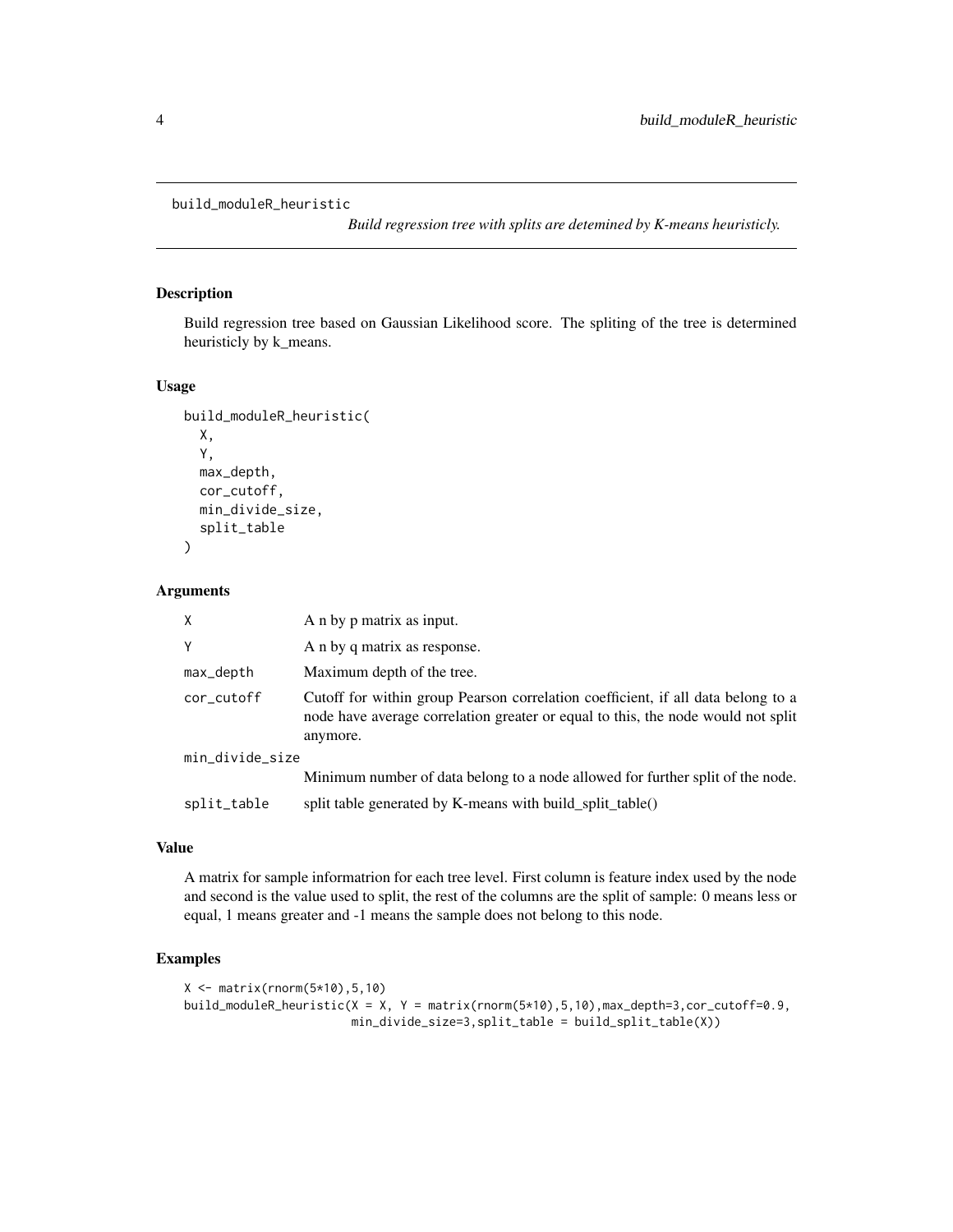```
build_moduleR_heuristic
```

*Build regression tree with splits are detemined by K-means heuristicly.*

## Description

Build regression tree based on Gaussian Likelihood score. The spliting of the tree is determined heuristicly by k_means.

## Usage

```
build_moduleR_heuristic(
  X,
  Y,
  max_depth,
  cor_cutoff,
  min_divide_size,
  split_table
)
```

## Arguments

| | |
|---|---|
| `X` | A n by p matrix as input. |
| `Y` | A n by q matrix as response. |
| `max_depth` | Maximum depth of the tree. |
| `cor_cutoff` | Cutoff for within group Pearson correlation coefficient, if all data belong to a node have average correlation greater or equal to this, the node would not split anymore. |
| `min_divide_size` | Minimum number of data belong to a node allowed for further split of the node. |
| `split_table` | split table generated by K-means with build_split_table() |

## Value

A matrix for sample informatrion for each tree level. First column is feature index used by the node and second is the value used to split, the rest of the columns are the split of sample: 0 means less or equal, 1 means greater and -1 means the sample does not belong to this node.

## Examples

```
X <- matrix(rnorm(5*10),5,10)
build_moduleR_heuristic(X = X, Y = matrix(rnorm(5*10),5,10),max_depth=3,cor_cutoff=0.9,
                        min_divide_size=3,split_table = build_split_table(X))
```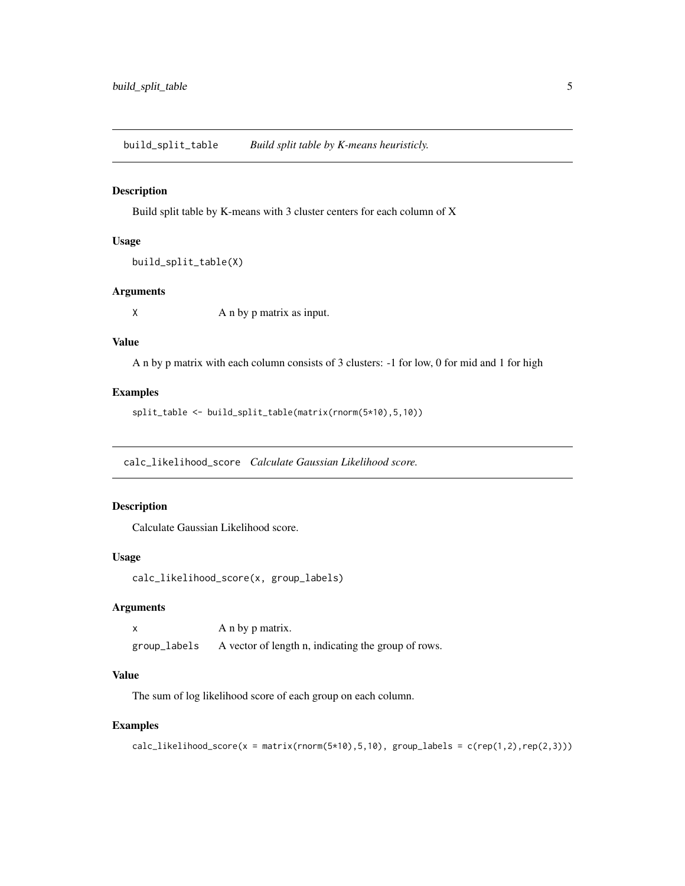## build_split_table *Build split table by K-means heuristicly.*

### Description

Build split table by K-means with 3 cluster centers for each column of X

### Usage

```
build_split_table(X)
```

### Arguments

| | |
|---|---|
| X | A n by p matrix as input. |

### Value

A n by p matrix with each column consists of 3 clusters: -1 for low, 0 for mid and 1 for high

### Examples

```
split_table <- build_split_table(matrix(rnorm(5*10),5,10))
```

## calc_likelihood_score *Calculate Gaussian Likelihood score.*

### Description

Calculate Gaussian Likelihood score.

### Usage

```
calc_likelihood_score(x, group_labels)
```

### Arguments

| | |
|---|---|
| x | A n by p matrix. |
| group_labels | A vector of length n, indicating the group of rows. |

### Value

The sum of log likelihood score of each group on each column.

### Examples

```
calc_likelihood_score(x = matrix(rnorm(5*10),5,10), group_labels = c(rep(1,2),rep(2,3)))
```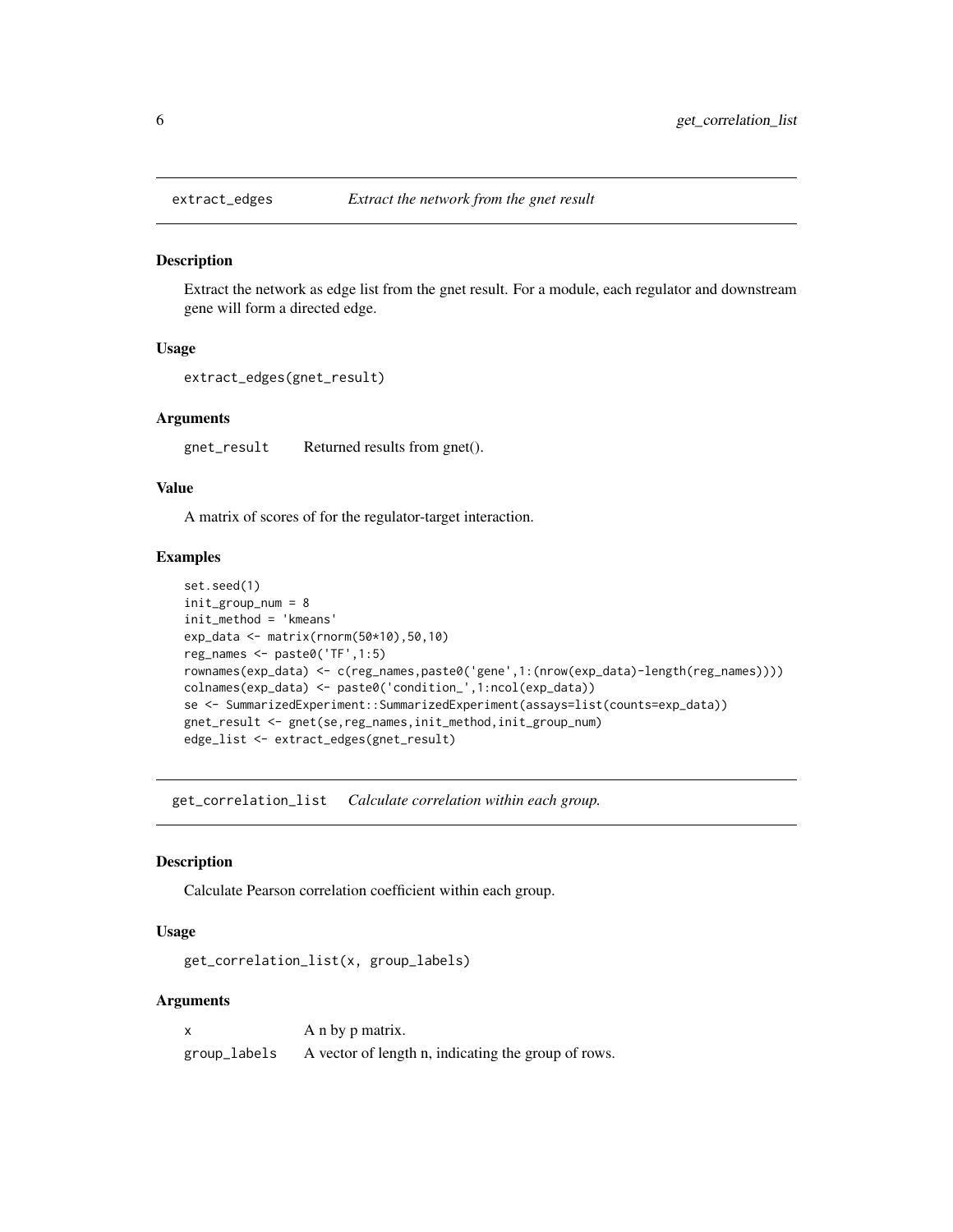## extract_edges    *Extract the network from the gnet result*

### Description

Extract the network as edge list from the gnet result. For a module, each regulator and downstream gene will form a directed edge.

### Usage

```
extract_edges(gnet_result)
```

### Arguments

| | |
|---|---|
| gnet_result | Returned results from gnet(). |

### Value

A matrix of scores of for the regulator-target interaction.

### Examples

```
set.seed(1)
init_group_num = 8
init_method = 'kmeans'
exp_data <- matrix(rnorm(50*10),50,10)
reg_names <- paste0('TF',1:5)
rownames(exp_data) <- c(reg_names,paste0('gene',1:(nrow(exp_data)-length(reg_names))))
colnames(exp_data) <- paste0('condition_',1:ncol(exp_data))
se <- SummarizedExperiment::SummarizedExperiment(assays=list(counts=exp_data))
gnet_result <- gnet(se,reg_names,init_method,init_group_num)
edge_list <- extract_edges(gnet_result)
```

## get_correlation_list    *Calculate correlation within each group.*

### Description

Calculate Pearson correlation coefficient within each group.

### Usage

```
get_correlation_list(x, group_labels)
```

### Arguments

| | |
|---|---|
| x | A n by p matrix. |
| group_labels | A vector of length n, indicating the group of rows. |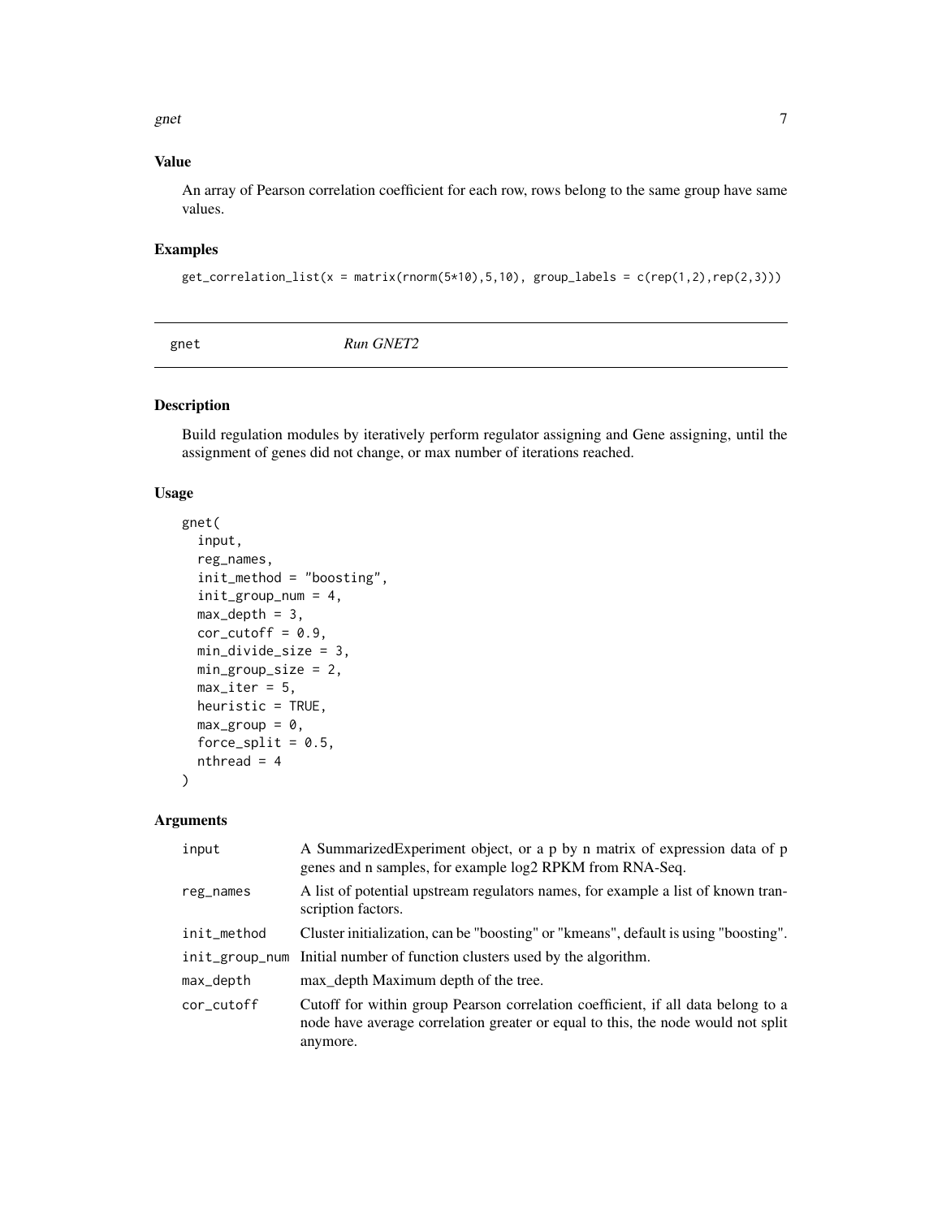## Value

An array of Pearson correlation coefficient for each row, rows belong to the same group have same values.

## Examples

```
get_correlation_list(x = matrix(rnorm(5*10),5,10), group_labels = c(rep(1,2),rep(2,3)))
```

---

# gnet    *Run GNET2*

---

## Description

Build regulation modules by iteratively perform regulator assigning and Gene assigning, until the assignment of genes did not change, or max number of iterations reached.

## Usage

```
gnet(
  input,
  reg_names,
  init_method = "boosting",
  init_group_num = 4,
  max_depth = 3,
  cor_cutoff = 0.9,
  min_divide_size = 3,
  min_group_size = 2,
  max_iter = 5,
  heuristic = TRUE,
  max_group = 0,
  force_split = 0.5,
  nthread = 4
)
```

## Arguments

| | |
|---|---|
| input | A SummarizedExperiment object, or a p by n matrix of expression data of p genes and n samples, for example log2 RPKM from RNA-Seq. |
| reg_names | A list of potential upstream regulators names, for example a list of known transcription factors. |
| init_method | Cluster initialization, can be "boosting" or "kmeans", default is using "boosting". |
| init_group_num | Initial number of function clusters used by the algorithm. |
| max_depth | max_depth Maximum depth of the tree. |
| cor_cutoff | Cutoff for within group Pearson correlation coefficient, if all data belong to a node have average correlation greater or equal to this, the node would not split anymore. |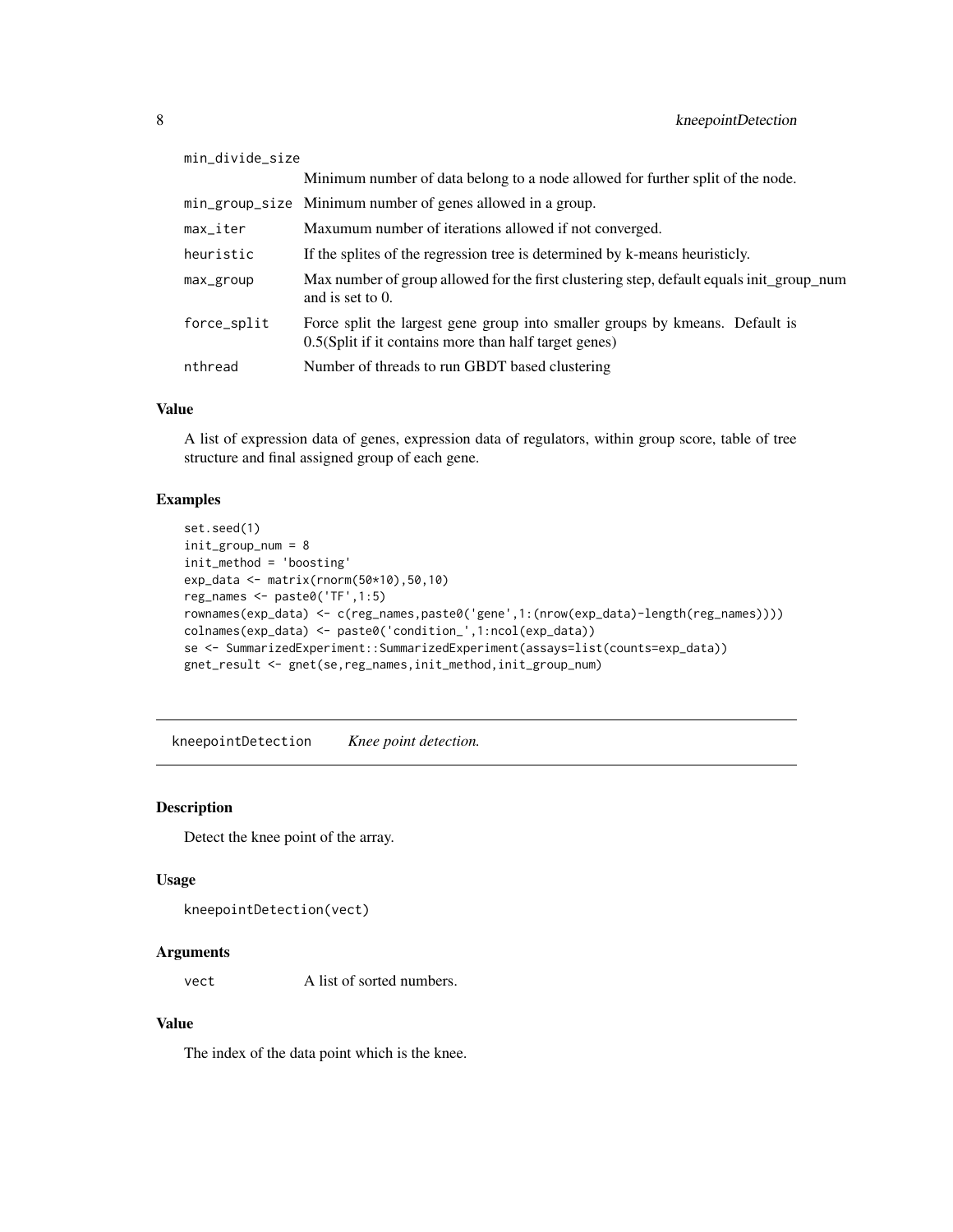| | |
|---|---|
| min_divide_size | Minimum number of data belong to a node allowed for further split of the node. |
| min_group_size | Minimum number of genes allowed in a group. |
| max_iter | Maxumum number of iterations allowed if not converged. |
| heuristic | If the splites of the regression tree is determined by k-means heuristicly. |
| max_group | Max number of group allowed for the first clustering step, default equals init_group_num and is set to 0. |
| force_split | Force split the largest gene group into smaller groups by kmeans. Default is 0.5(Split if it contains more than half target genes) |
| nthread | Number of threads to run GBDT based clustering |

### Value

A list of expression data of genes, expression data of regulators, within group score, table of tree structure and final assigned group of each gene.

### Examples

```
set.seed(1)
init_group_num = 8
init_method = 'boosting'
exp_data <- matrix(rnorm(50*10),50,10)
reg_names <- paste0('TF',1:5)
rownames(exp_data) <- c(reg_names,paste0('gene',1:(nrow(exp_data)-length(reg_names))))
colnames(exp_data) <- paste0('condition_',1:ncol(exp_data))
se <- SummarizedExperiment::SummarizedExperiment(assays=list(counts=exp_data))
gnet_result <- gnet(se,reg_names,init_method,init_group_num)
```

---

## kneepointDetection *Knee point detection.*

### Description

Detect the knee point of the array.

### Usage

```
kneepointDetection(vect)
```

### Arguments

| | |
|---|---|
| vect | A list of sorted numbers. |

### Value

The index of the data point which is the knee.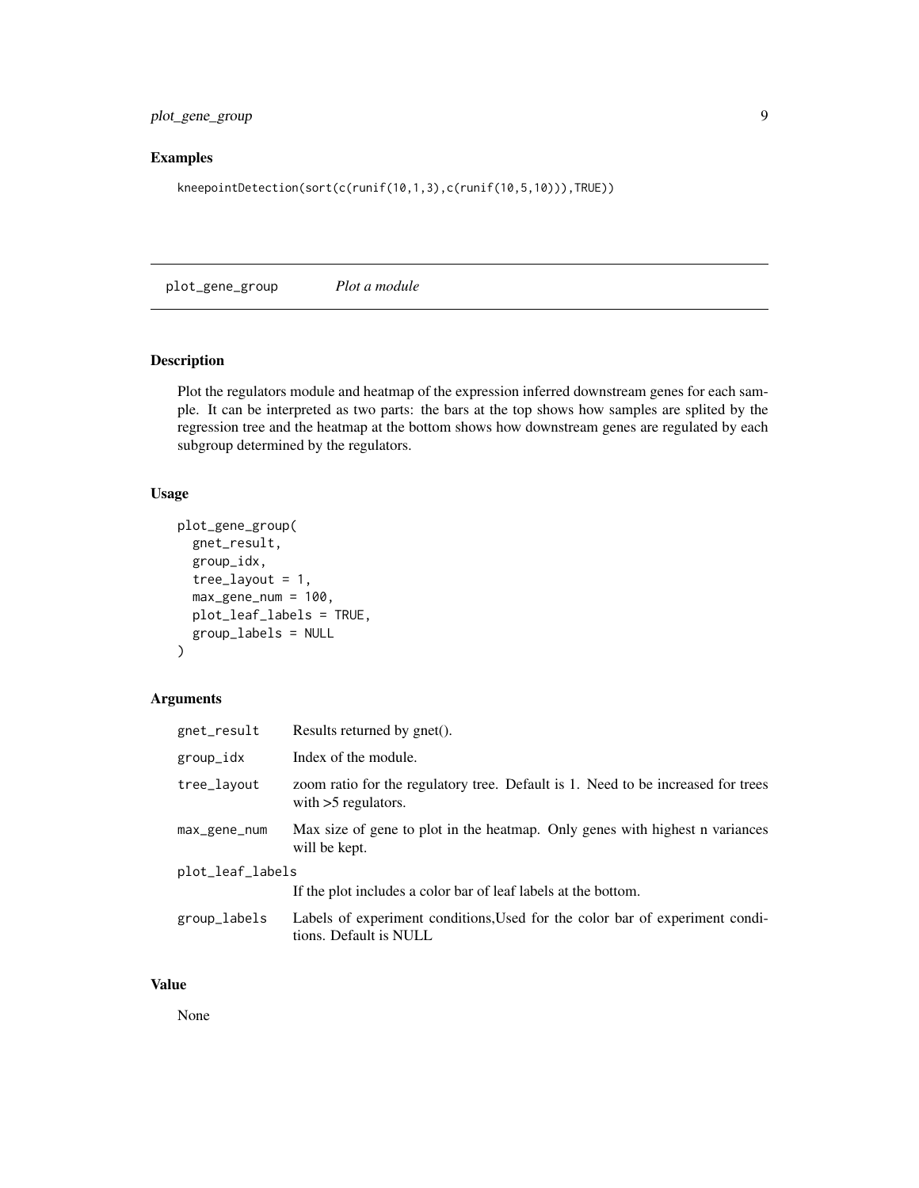## Examples

```
kneepointDetection(sort(c(runif(10,1,3),c(runif(10,5,10))),TRUE))
```

---

# plot_gene_group *Plot a module*

---

### Description

Plot the regulators module and heatmap of the expression inferred downstream genes for each sample. It can be interpreted as two parts: the bars at the top shows how samples are splited by the regression tree and the heatmap at the bottom shows how downstream genes are regulated by each subgroup determined by the regulators.

### Usage

```
plot_gene_group(
  gnet_result,
  group_idx,
  tree_layout = 1,
  max_gene_num = 100,
  plot_leaf_labels = TRUE,
  group_labels = NULL
)
```

### Arguments

| | |
|---|---|
| gnet_result | Results returned by gnet(). |
| group_idx | Index of the module. |
| tree_layout | zoom ratio for the regulatory tree. Default is 1. Need to be increased for trees with >5 regulators. |
| max_gene_num | Max size of gene to plot in the heatmap. Only genes with highest n variances will be kept. |
| plot_leaf_labels | If the plot includes a color bar of leaf labels at the bottom. |
| group_labels | Labels of experiment conditions,Used for the color bar of experiment conditions. Default is NULL |

### Value

None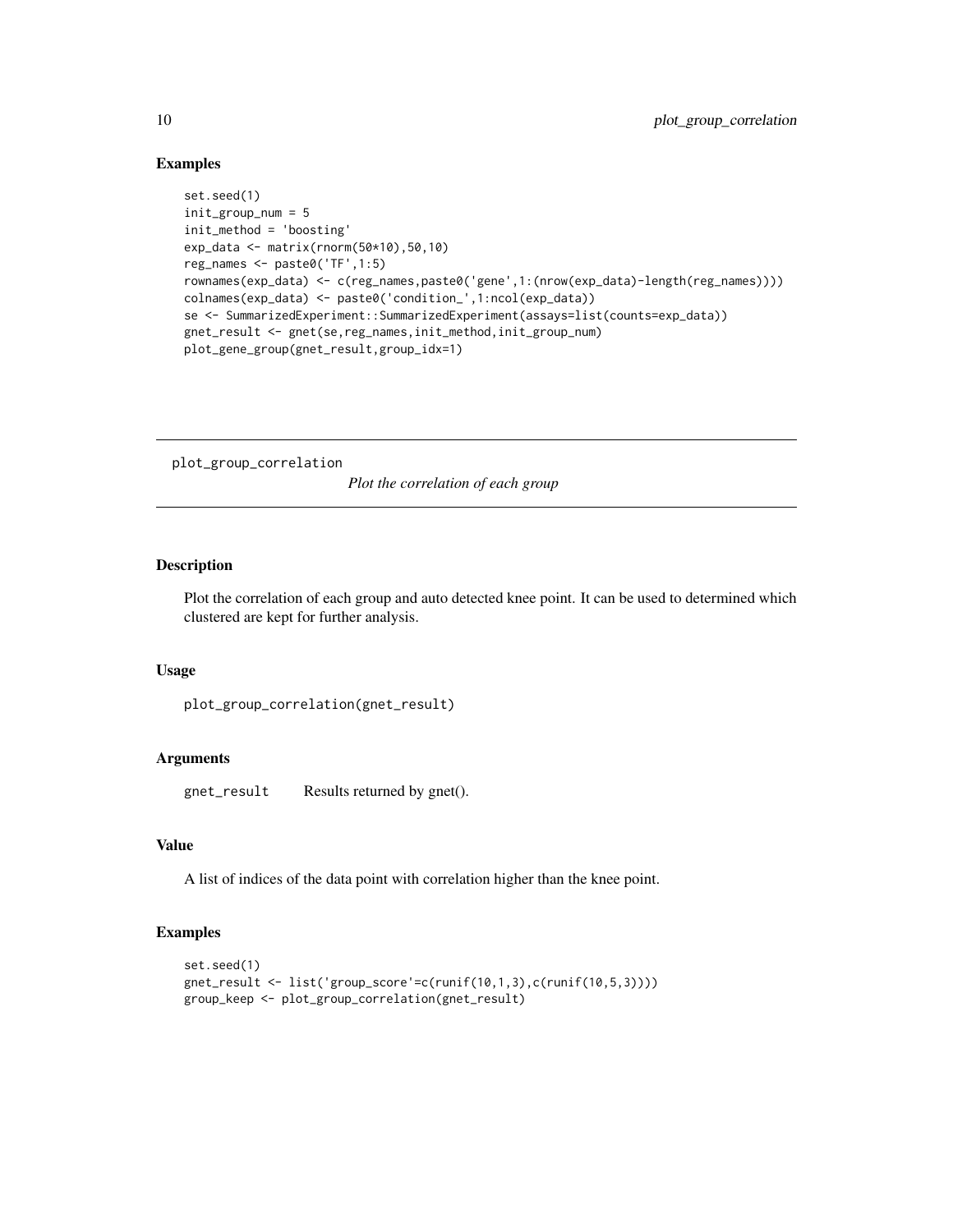## Examples

```
set.seed(1)
init_group_num = 5
init_method = 'boosting'
exp_data <- matrix(rnorm(50*10),50,10)
reg_names <- paste0('TF',1:5)
rownames(exp_data) <- c(reg_names,paste0('gene',1:(nrow(exp_data)-length(reg_names))))
colnames(exp_data) <- paste0('condition_',1:ncol(exp_data))
se <- SummarizedExperiment::SummarizedExperiment(assays=list(counts=exp_data))
gnet_result <- gnet(se,reg_names,init_method,init_group_num)
plot_gene_group(gnet_result,group_idx=1)
```

---

# plot_group_correlation

*Plot the correlation of each group*

## Description

Plot the correlation of each group and auto detected knee point. It can be used to determined which clustered are kept for further analysis.

## Usage

```
plot_group_correlation(gnet_result)
```

## Arguments

| | |
|---|---|
| `gnet_result` | Results returned by gnet(). |

## Value

A list of indices of the data point with correlation higher than the knee point.

## Examples

```
set.seed(1)
gnet_result <- list('group_score'=c(runif(10,1,3),c(runif(10,5,3))))
group_keep <- plot_group_correlation(gnet_result)
```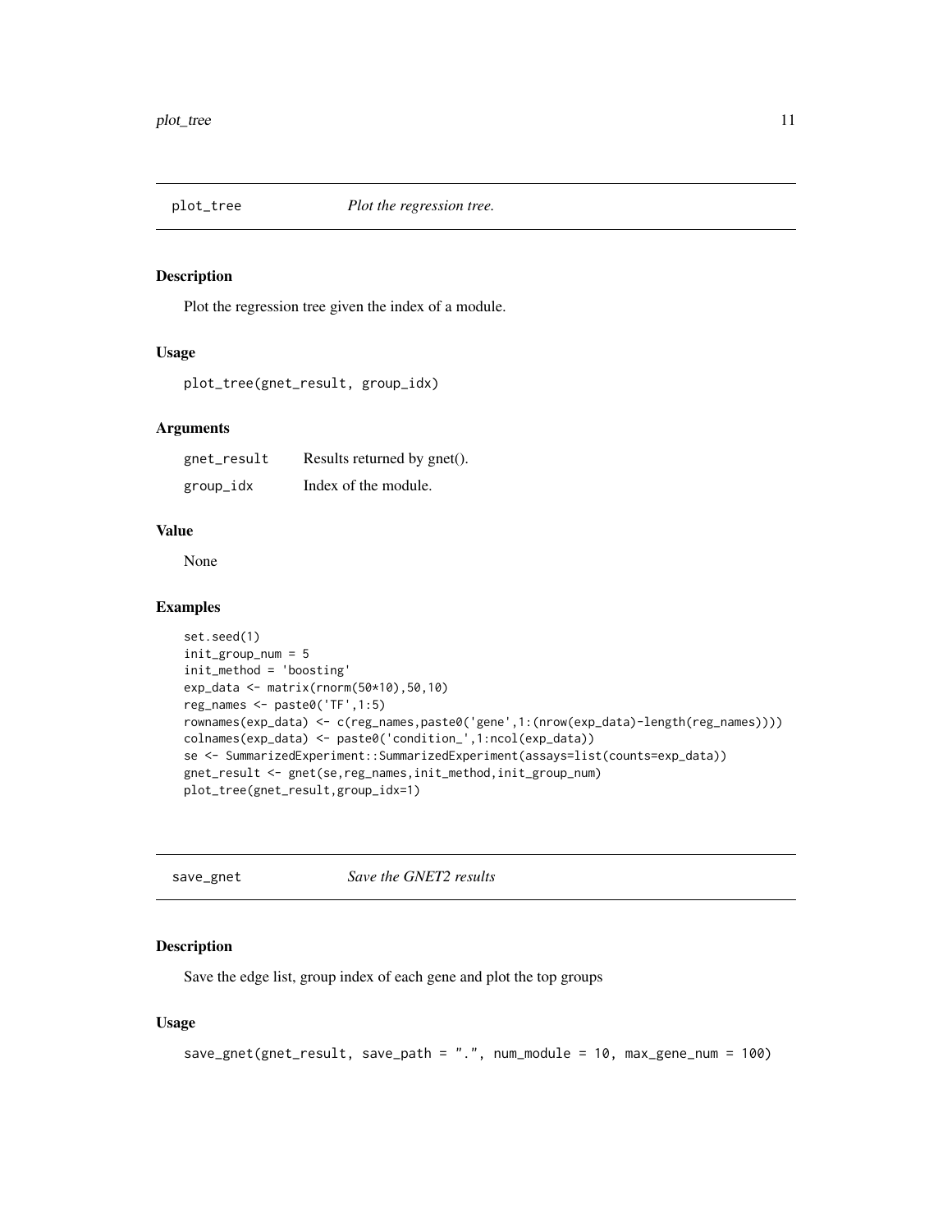## plot_tree *Plot the regression tree.*

### Description

Plot the regression tree given the index of a module.

### Usage

```
plot_tree(gnet_result, group_idx)
```

### Arguments

| | |
|---|---|
| gnet_result | Results returned by gnet(). |
| group_idx | Index of the module. |

### Value

None

### Examples

```
set.seed(1)
init_group_num = 5
init_method = 'boosting'
exp_data <- matrix(rnorm(50*10),50,10)
reg_names <- paste0('TF',1:5)
rownames(exp_data) <- c(reg_names,paste0('gene',1:(nrow(exp_data)-length(reg_names))))
colnames(exp_data) <- paste0('condition_',1:ncol(exp_data))
se <- SummarizedExperiment::SummarizedExperiment(assays=list(counts=exp_data))
gnet_result <- gnet(se,reg_names,init_method,init_group_num)
plot_tree(gnet_result,group_idx=1)
```

## save_gnet *Save the GNET2 results*

### Description

Save the edge list, group index of each gene and plot the top groups

### Usage

```
save_gnet(gnet_result, save_path = ".", num_module = 10, max_gene_num = 100)
```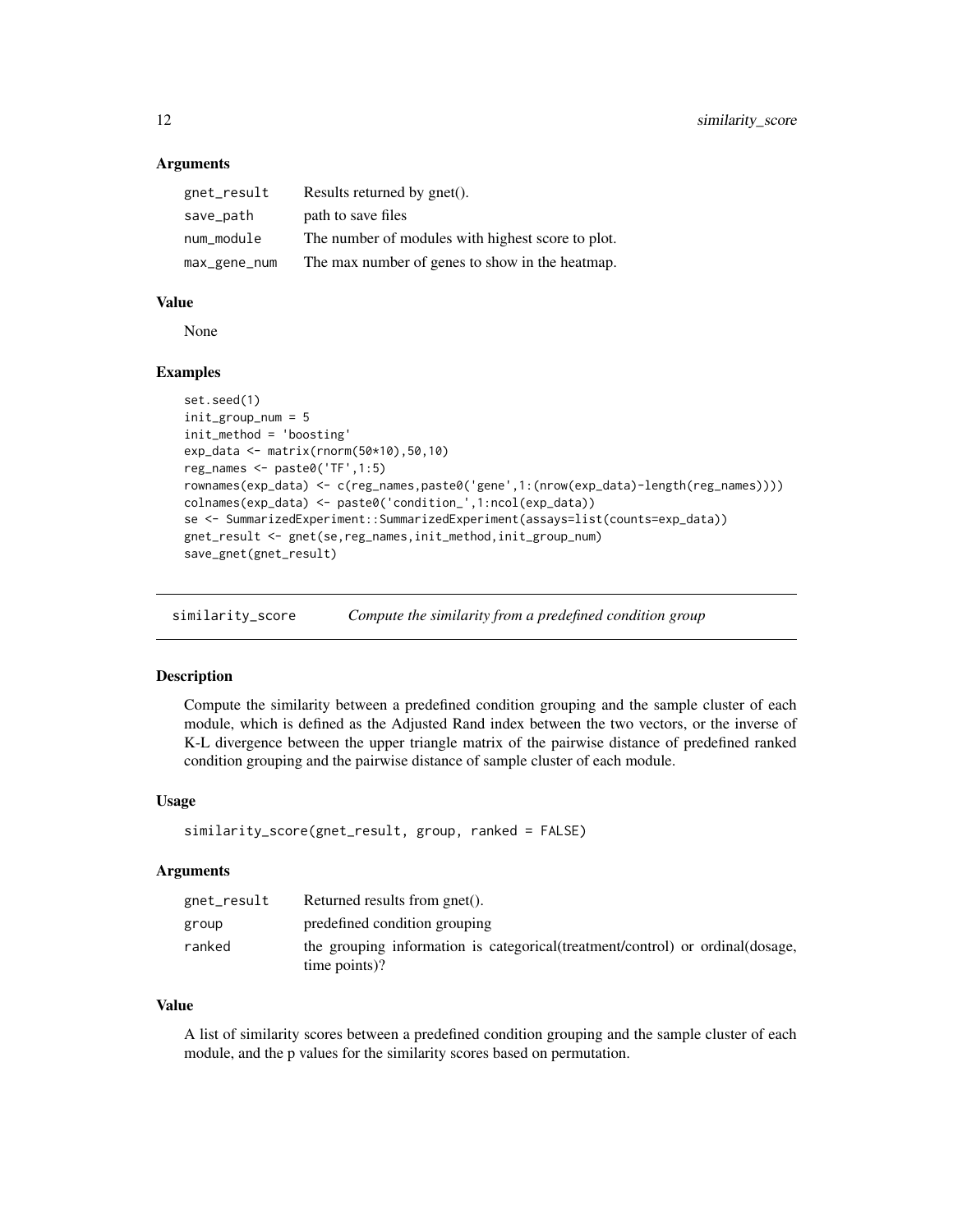### Arguments

| | |
|---|---|
| gnet_result | Results returned by gnet(). |
| save_path | path to save files |
| num_module | The number of modules with highest score to plot. |
| max_gene_num | The max number of genes to show in the heatmap. |

### Value

None

### Examples

```
set.seed(1)
init_group_num = 5
init_method = 'boosting'
exp_data <- matrix(rnorm(50*10),50,10)
reg_names <- paste0('TF',1:5)
rownames(exp_data) <- c(reg_names,paste0('gene',1:(nrow(exp_data)-length(reg_names))))
colnames(exp_data) <- paste0('condition_',1:ncol(exp_data))
se <- SummarizedExperiment::SummarizedExperiment(assays=list(counts=exp_data))
gnet_result <- gnet(se,reg_names,init_method,init_group_num)
save_gnet(gnet_result)
```

---

## similarity_score    *Compute the similarity from a predefined condition group*

### Description

Compute the similarity between a predefined condition grouping and the sample cluster of each module, which is defined as the Adjusted Rand index between the two vectors, or the inverse of K-L divergence between the upper triangle matrix of the pairwise distance of predefined ranked condition grouping and the pairwise distance of sample cluster of each module.

### Usage

```
similarity_score(gnet_result, group, ranked = FALSE)
```

### Arguments

| | |
|---|---|
| gnet_result | Returned results from gnet(). |
| group | predefined condition grouping |
| ranked | the grouping information is categorical(treatment/control) or ordinal(dosage, time points)? |

### Value

A list of similarity scores between a predefined condition grouping and the sample cluster of each module, and the p values for the similarity scores based on permutation.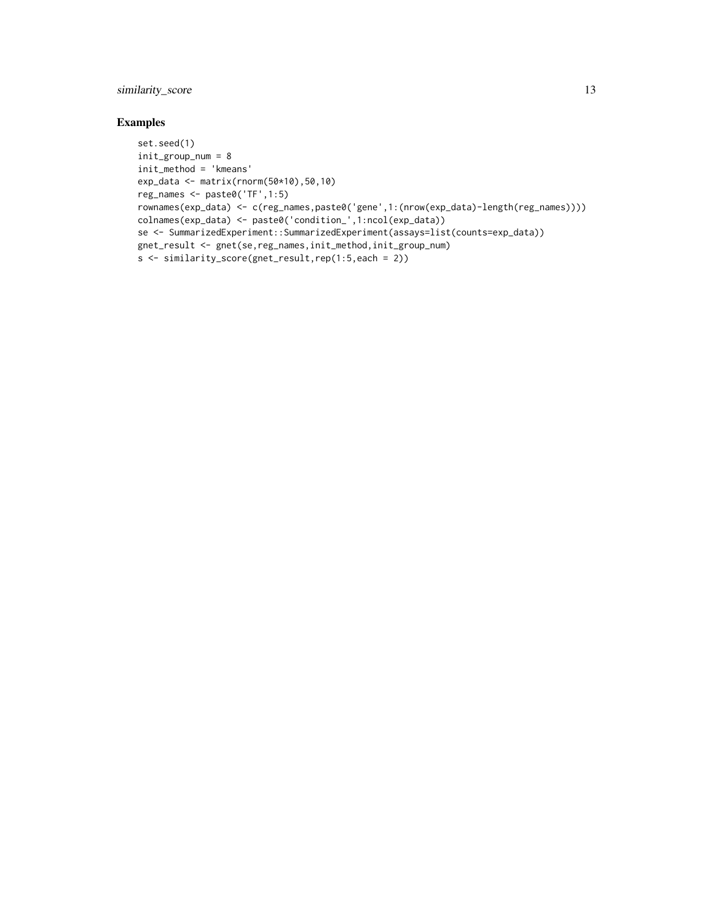## Examples

```
set.seed(1)
init_group_num = 8
init_method = 'kmeans'
exp_data <- matrix(rnorm(50*10),50,10)
reg_names <- paste0('TF',1:5)
rownames(exp_data) <- c(reg_names,paste0('gene',1:(nrow(exp_data)-length(reg_names))))
colnames(exp_data) <- paste0('condition_',1:ncol(exp_data))
se <- SummarizedExperiment::SummarizedExperiment(assays=list(counts=exp_data))
gnet_result <- gnet(se,reg_names,init_method,init_group_num)
s <- similarity_score(gnet_result,rep(1:5,each = 2))
```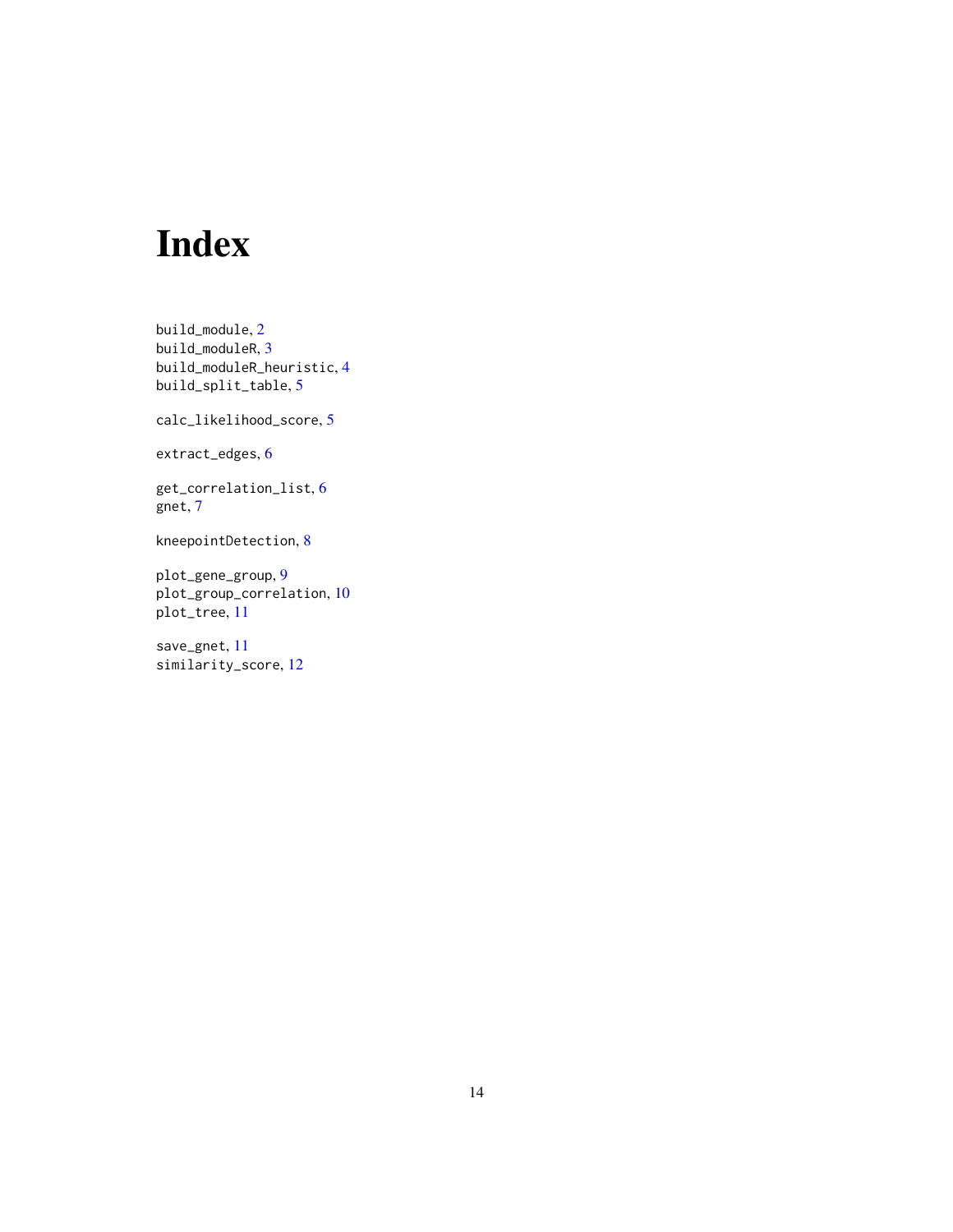# Index

build_module, 2
build_moduleR, 3
build_moduleR_heuristic, 4
build_split_table, 5

calc_likelihood_score, 5

extract_edges, 6

get_correlation_list, 6
gnet, 7

kneepointDetection, 8

plot_gene_group, 9
plot_group_correlation, 10
plot_tree, 11

save_gnet, 11
similarity_score, 12